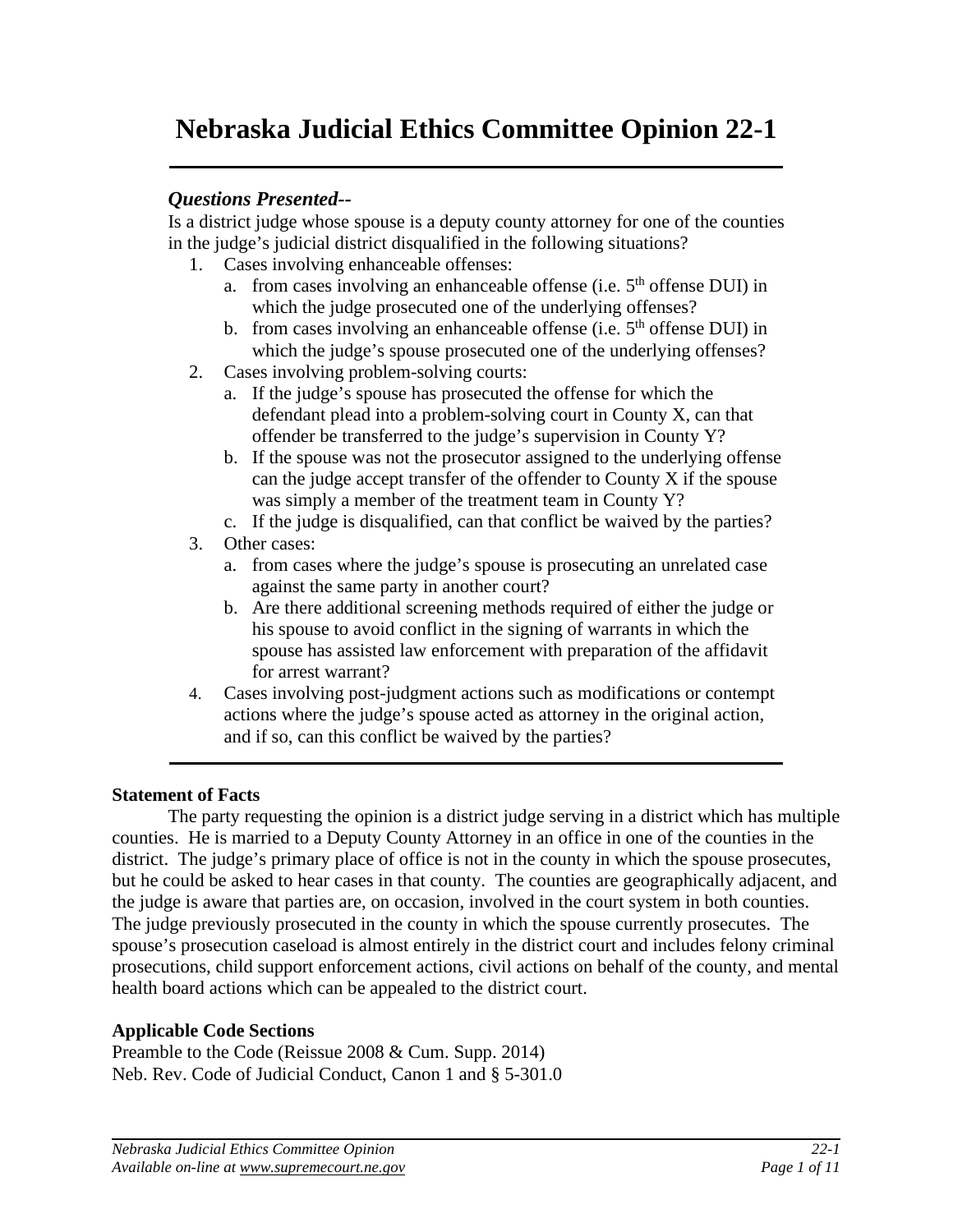# Nebraska Judicial Ethics Committee Opinion 22-1

***Questions Presented--***

Is a district judge whose spouse is a deputy county attorney for one of the counties in the judge's judicial district disqualified in the following situations?

1. Cases involving enhanceable offenses:
   a. from cases involving an enhanceable offense (i.e. 5th offense DUI) in which the judge prosecuted one of the underlying offenses?
   b. from cases involving an enhanceable offense (i.e. 5th offense DUI) in which the judge's spouse prosecuted one of the underlying offenses?
2. Cases involving problem-solving courts:
   a. If the judge's spouse has prosecuted the offense for which the defendant plead into a problem-solving court in County X, can that offender be transferred to the judge's supervision in County Y?
   b. If the spouse was not the prosecutor assigned to the underlying offense can the judge accept transfer of the offender to County X if the spouse was simply a member of the treatment team in County Y?
   c. If the judge is disqualified, can that conflict be waived by the parties?
3. Other cases:
   a. from cases where the judge's spouse is prosecuting an unrelated case against the same party in another court?
   b. Are there additional screening methods required of either the judge or his spouse to avoid conflict in the signing of warrants in which the spouse has assisted law enforcement with preparation of the affidavit for arrest warrant?
4. Cases involving post-judgment actions such as modifications or contempt actions where the judge's spouse acted as attorney in the original action, and if so, can this conflict be waived by the parties?

**Statement of Facts**

The party requesting the opinion is a district judge serving in a district which has multiple counties. He is married to a Deputy County Attorney in an office in one of the counties in the district. The judge's primary place of office is not in the county in which the spouse prosecutes, but he could be asked to hear cases in that county. The counties are geographically adjacent, and the judge is aware that parties are, on occasion, involved in the court system in both counties. The judge previously prosecuted in the county in which the spouse currently prosecutes. The spouse's prosecution caseload is almost entirely in the district court and includes felony criminal prosecutions, child support enforcement actions, civil actions on behalf of the county, and mental health board actions which can be appealed to the district court.

**Applicable Code Sections**

Preamble to the Code (Reissue 2008 & Cum. Supp. 2014)
Neb. Rev. Code of Judicial Conduct, Canon 1 and § 5-301.0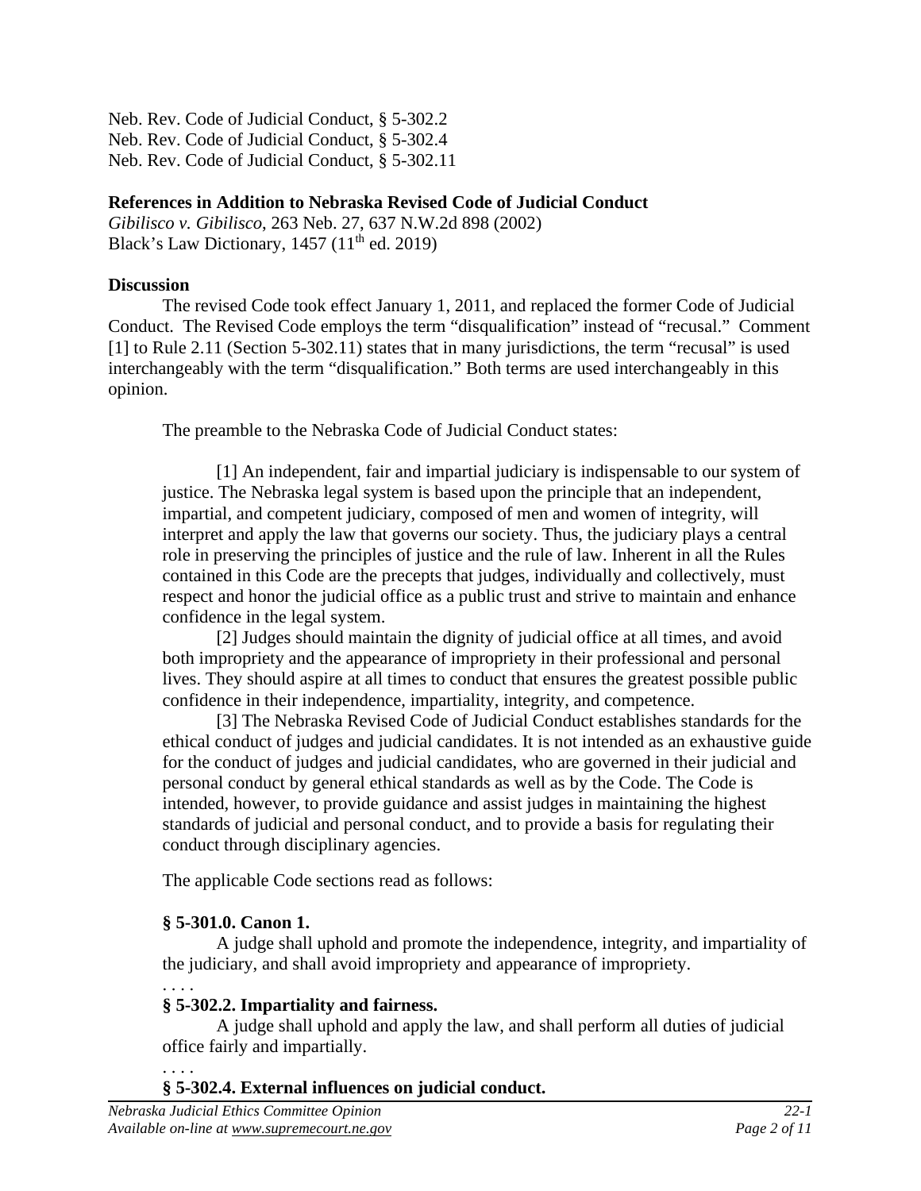Neb. Rev. Code of Judicial Conduct, § 5-302.2
Neb. Rev. Code of Judicial Conduct, § 5-302.4
Neb. Rev. Code of Judicial Conduct, § 5-302.11

**References in Addition to Nebraska Revised Code of Judicial Conduct**
*Gibilisco v. Gibilisco*, 263 Neb. 27, 637 N.W.2d 898 (2002)
Black's Law Dictionary, 1457 (11th ed. 2019)

**Discussion**

The revised Code took effect January 1, 2011, and replaced the former Code of Judicial Conduct. The Revised Code employs the term "disqualification" instead of "recusal." Comment [1] to Rule 2.11 (Section 5-302.11) states that in many jurisdictions, the term "recusal" is used interchangeably with the term "disqualification." Both terms are used interchangeably in this opinion.

The preamble to the Nebraska Code of Judicial Conduct states:

> [1] An independent, fair and impartial judiciary is indispensable to our system of justice. The Nebraska legal system is based upon the principle that an independent, impartial, and competent judiciary, composed of men and women of integrity, will interpret and apply the law that governs our society. Thus, the judiciary plays a central role in preserving the principles of justice and the rule of law. Inherent in all the Rules contained in this Code are the precepts that judges, individually and collectively, must respect and honor the judicial office as a public trust and strive to maintain and enhance confidence in the legal system.
>
> [2] Judges should maintain the dignity of judicial office at all times, and avoid both impropriety and the appearance of impropriety in their professional and personal lives. They should aspire at all times to conduct that ensures the greatest possible public confidence in their independence, impartiality, integrity, and competence.
>
> [3] The Nebraska Revised Code of Judicial Conduct establishes standards for the ethical conduct of judges and judicial candidates. It is not intended as an exhaustive guide for the conduct of judges and judicial candidates, who are governed in their judicial and personal conduct by general ethical standards as well as by the Code. The Code is intended, however, to provide guidance and assist judges in maintaining the highest standards of judicial and personal conduct, and to provide a basis for regulating their conduct through disciplinary agencies.

The applicable Code sections read as follows:

> **§ 5-301.0. Canon 1.**
>
> A judge shall uphold and promote the independence, integrity, and impartiality of the judiciary, and shall avoid impropriety and appearance of impropriety.
>
> . . . .
>
> **§ 5-302.2. Impartiality and fairness.**
>
> A judge shall uphold and apply the law, and shall perform all duties of judicial office fairly and impartially.
>
> . . . .
>
> **§ 5-302.4. External influences on judicial conduct.**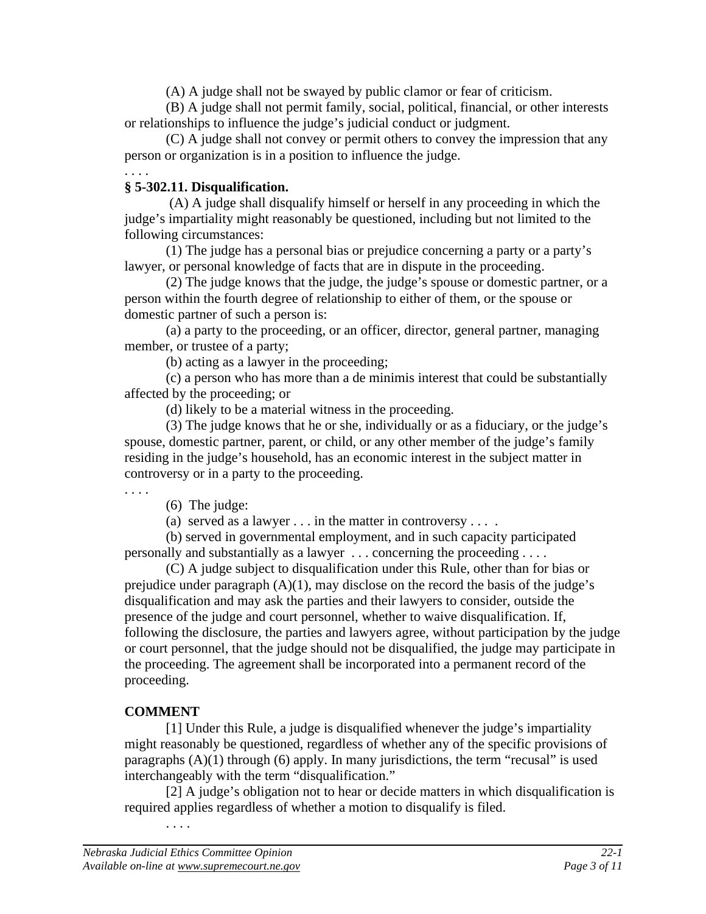(A) A judge shall not be swayed by public clamor or fear of criticism.

(B) A judge shall not permit family, social, political, financial, or other interests or relationships to influence the judge's judicial conduct or judgment.

(C) A judge shall not convey or permit others to convey the impression that any person or organization is in a position to influence the judge.

. . . .

**§ 5-302.11. Disqualification.**

(A) A judge shall disqualify himself or herself in any proceeding in which the judge's impartiality might reasonably be questioned, including but not limited to the following circumstances:

(1) The judge has a personal bias or prejudice concerning a party or a party's lawyer, or personal knowledge of facts that are in dispute in the proceeding.

(2) The judge knows that the judge, the judge's spouse or domestic partner, or a person within the fourth degree of relationship to either of them, or the spouse or domestic partner of such a person is:

(a) a party to the proceeding, or an officer, director, general partner, managing member, or trustee of a party;

(b) acting as a lawyer in the proceeding;

(c) a person who has more than a de minimis interest that could be substantially affected by the proceeding; or

(d) likely to be a material witness in the proceeding.

(3) The judge knows that he or she, individually or as a fiduciary, or the judge's spouse, domestic partner, parent, or child, or any other member of the judge's family residing in the judge's household, has an economic interest in the subject matter in controversy or in a party to the proceeding.

. . . .

(6) The judge:

(a) served as a lawyer . . . in the matter in controversy . . . .

(b) served in governmental employment, and in such capacity participated personally and substantially as a lawyer . . . concerning the proceeding . . . .

(C) A judge subject to disqualification under this Rule, other than for bias or prejudice under paragraph (A)(1), may disclose on the record the basis of the judge's disqualification and may ask the parties and their lawyers to consider, outside the presence of the judge and court personnel, whether to waive disqualification. If, following the disclosure, the parties and lawyers agree, without participation by the judge or court personnel, that the judge should not be disqualified, the judge may participate in the proceeding. The agreement shall be incorporated into a permanent record of the proceeding.

**COMMENT**

[1] Under this Rule, a judge is disqualified whenever the judge's impartiality might reasonably be questioned, regardless of whether any of the specific provisions of paragraphs (A)(1) through (6) apply. In many jurisdictions, the term "recusal" is used interchangeably with the term "disqualification."

[2] A judge's obligation not to hear or decide matters in which disqualification is required applies regardless of whether a motion to disqualify is filed.

. . . .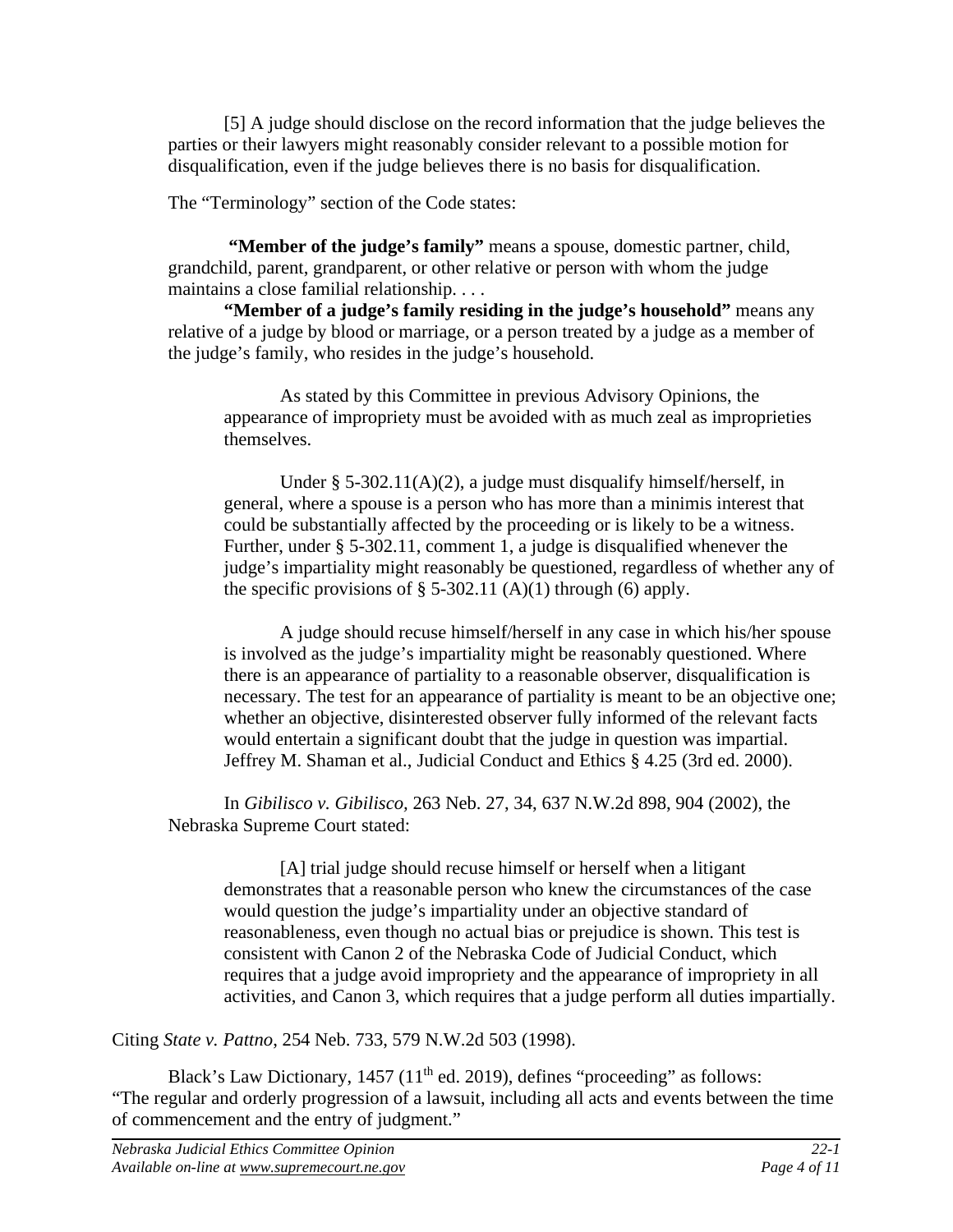[5] A judge should disclose on the record information that the judge believes the parties or their lawyers might reasonably consider relevant to a possible motion for disqualification, even if the judge believes there is no basis for disqualification.

The "Terminology" section of the Code states:

> **"Member of the judge's family"** means a spouse, domestic partner, child, grandchild, parent, grandparent, or other relative or person with whom the judge maintains a close familial relationship. . . .
>
> **"Member of a judge's family residing in the judge's household"** means any relative of a judge by blood or marriage, or a person treated by a judge as a member of the judge's family, who resides in the judge's household.

> As stated by this Committee in previous Advisory Opinions, the appearance of impropriety must be avoided with as much zeal as improprieties themselves.
>
> Under § 5-302.11(A)(2), a judge must disqualify himself/herself, in general, where a spouse is a person who has more than a minimis interest that could be substantially affected by the proceeding or is likely to be a witness. Further, under § 5-302.11, comment 1, a judge is disqualified whenever the judge's impartiality might reasonably be questioned, regardless of whether any of the specific provisions of § 5-302.11 (A)(1) through (6) apply.
>
> A judge should recuse himself/herself in any case in which his/her spouse is involved as the judge's impartiality might be reasonably questioned. Where there is an appearance of partiality to a reasonable observer, disqualification is necessary. The test for an appearance of partiality is meant to be an objective one; whether an objective, disinterested observer fully informed of the relevant facts would entertain a significant doubt that the judge in question was impartial. Jeffrey M. Shaman et al., Judicial Conduct and Ethics § 4.25 (3rd ed. 2000).

In *Gibilisco v. Gibilisco,* 263 Neb. 27, 34, 637 N.W.2d 898, 904 (2002), the Nebraska Supreme Court stated:

> [A] trial judge should recuse himself or herself when a litigant demonstrates that a reasonable person who knew the circumstances of the case would question the judge's impartiality under an objective standard of reasonableness, even though no actual bias or prejudice is shown. This test is consistent with Canon 2 of the Nebraska Code of Judicial Conduct, which requires that a judge avoid impropriety and the appearance of impropriety in all activities, and Canon 3, which requires that a judge perform all duties impartially.

Citing *State v. Pattno*, 254 Neb. 733, 579 N.W.2d 503 (1998).

Black's Law Dictionary, 1457 (11th ed. 2019), defines "proceeding" as follows: "The regular and orderly progression of a lawsuit, including all acts and events between the time of commencement and the entry of judgment."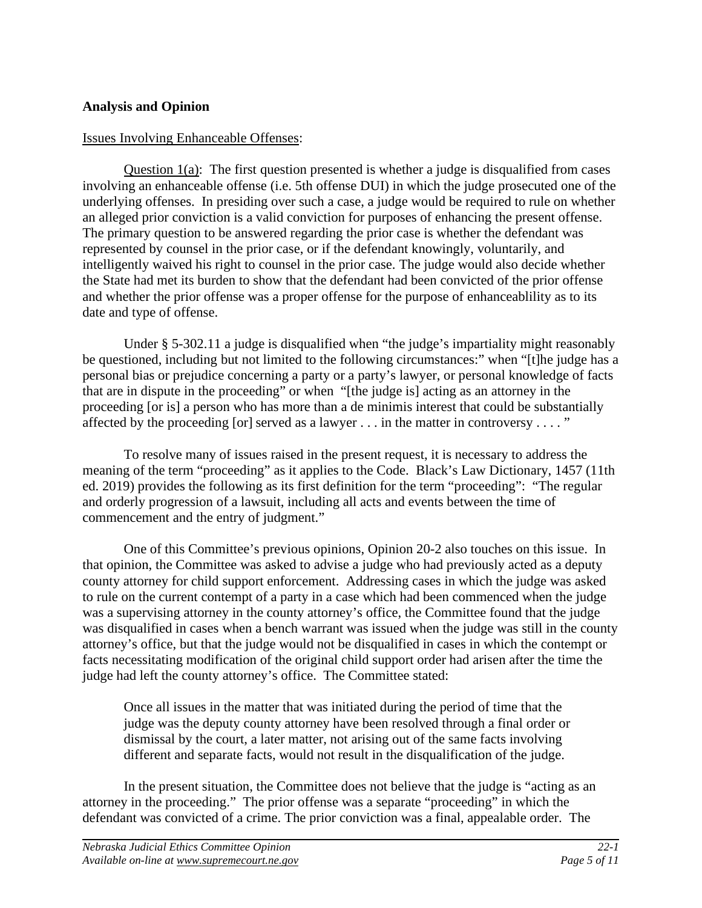**Analysis and Opinion**

Issues Involving Enhanceable Offenses:

Question 1(a): The first question presented is whether a judge is disqualified from cases involving an enhanceable offense (i.e. 5th offense DUI) in which the judge prosecuted one of the underlying offenses. In presiding over such a case, a judge would be required to rule on whether an alleged prior conviction is a valid conviction for purposes of enhancing the present offense. The primary question to be answered regarding the prior case is whether the defendant was represented by counsel in the prior case, or if the defendant knowingly, voluntarily, and intelligently waived his right to counsel in the prior case. The judge would also decide whether the State had met its burden to show that the defendant had been convicted of the prior offense and whether the prior offense was a proper offense for the purpose of enhanceablility as to its date and type of offense.

Under § 5-302.11 a judge is disqualified when "the judge's impartiality might reasonably be questioned, including but not limited to the following circumstances:" when "[t]he judge has a personal bias or prejudice concerning a party or a party's lawyer, or personal knowledge of facts that are in dispute in the proceeding" or when "[the judge is] acting as an attorney in the proceeding [or is] a person who has more than a de minimis interest that could be substantially affected by the proceeding [or] served as a lawyer . . . in the matter in controversy . . . . "

To resolve many of issues raised in the present request, it is necessary to address the meaning of the term "proceeding" as it applies to the Code. Black's Law Dictionary, 1457 (11th ed. 2019) provides the following as its first definition for the term "proceeding": "The regular and orderly progression of a lawsuit, including all acts and events between the time of commencement and the entry of judgment."

One of this Committee's previous opinions, Opinion 20-2 also touches on this issue. In that opinion, the Committee was asked to advise a judge who had previously acted as a deputy county attorney for child support enforcement. Addressing cases in which the judge was asked to rule on the current contempt of a party in a case which had been commenced when the judge was a supervising attorney in the county attorney's office, the Committee found that the judge was disqualified in cases when a bench warrant was issued when the judge was still in the county attorney's office, but that the judge would not be disqualified in cases in which the contempt or facts necessitating modification of the original child support order had arisen after the time the judge had left the county attorney's office. The Committee stated:

> Once all issues in the matter that was initiated during the period of time that the judge was the deputy county attorney have been resolved through a final order or dismissal by the court, a later matter, not arising out of the same facts involving different and separate facts, would not result in the disqualification of the judge.

In the present situation, the Committee does not believe that the judge is "acting as an attorney in the proceeding." The prior offense was a separate "proceeding" in which the defendant was convicted of a crime. The prior conviction was a final, appealable order. The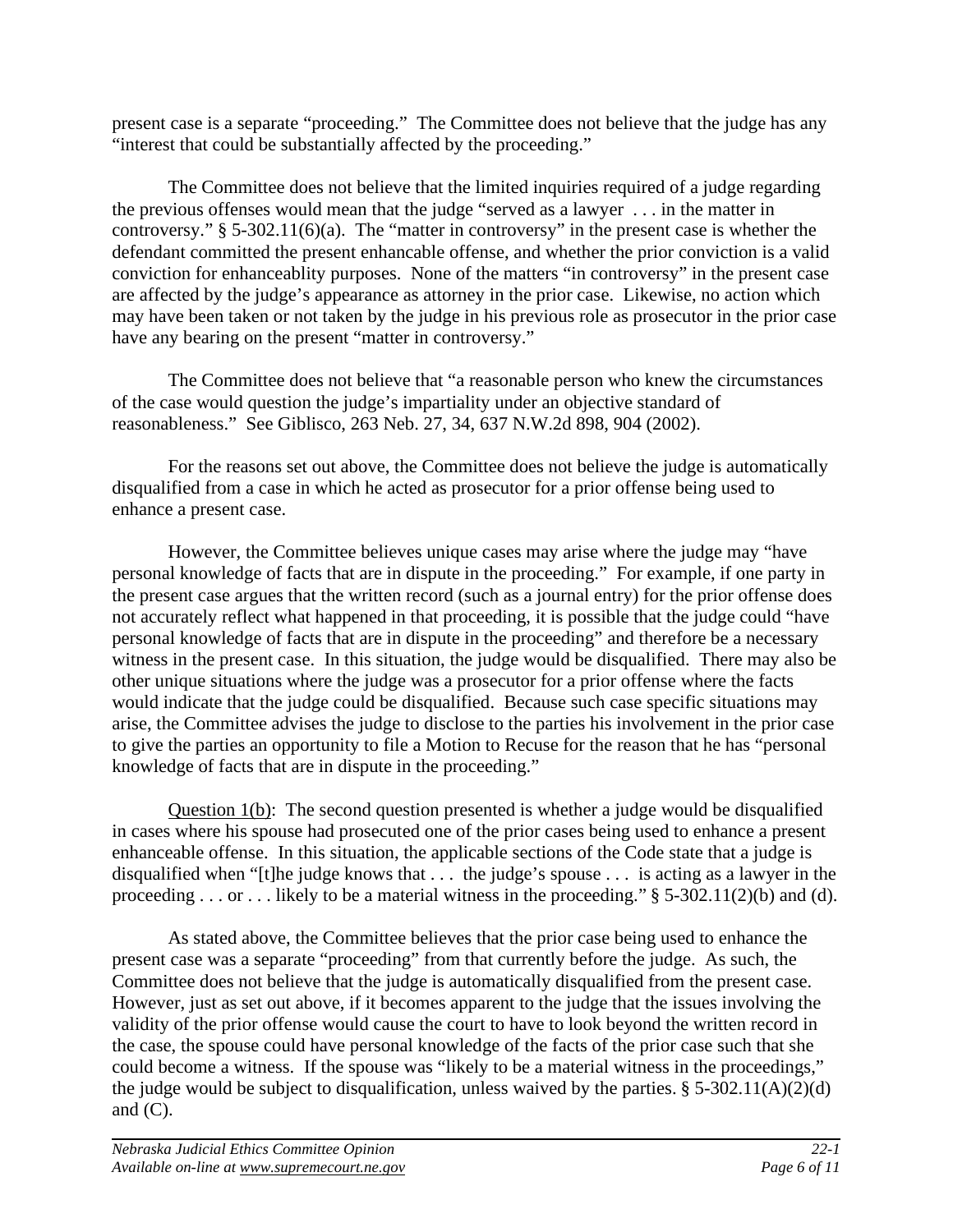present case is a separate "proceeding." The Committee does not believe that the judge has any "interest that could be substantially affected by the proceeding."

The Committee does not believe that the limited inquiries required of a judge regarding the previous offenses would mean that the judge "served as a lawyer . . . in the matter in controversy." § 5-302.11(6)(a). The "matter in controversy" in the present case is whether the defendant committed the present enhancable offense, and whether the prior conviction is a valid conviction for enhanceablity purposes. None of the matters "in controversy" in the present case are affected by the judge's appearance as attorney in the prior case. Likewise, no action which may have been taken or not taken by the judge in his previous role as prosecutor in the prior case have any bearing on the present "matter in controversy."

The Committee does not believe that "a reasonable person who knew the circumstances of the case would question the judge's impartiality under an objective standard of reasonableness." See Giblisco, 263 Neb. 27, 34, 637 N.W.2d 898, 904 (2002).

For the reasons set out above, the Committee does not believe the judge is automatically disqualified from a case in which he acted as prosecutor for a prior offense being used to enhance a present case.

However, the Committee believes unique cases may arise where the judge may "have personal knowledge of facts that are in dispute in the proceeding." For example, if one party in the present case argues that the written record (such as a journal entry) for the prior offense does not accurately reflect what happened in that proceeding, it is possible that the judge could "have personal knowledge of facts that are in dispute in the proceeding" and therefore be a necessary witness in the present case. In this situation, the judge would be disqualified. There may also be other unique situations where the judge was a prosecutor for a prior offense where the facts would indicate that the judge could be disqualified. Because such case specific situations may arise, the Committee advises the judge to disclose to the parties his involvement in the prior case to give the parties an opportunity to file a Motion to Recuse for the reason that he has "personal knowledge of facts that are in dispute in the proceeding."

<u>Question 1(b)</u>: The second question presented is whether a judge would be disqualified in cases where his spouse had prosecuted one of the prior cases being used to enhance a present enhanceable offense. In this situation, the applicable sections of the Code state that a judge is disqualified when "[t]he judge knows that . . . the judge's spouse . . . is acting as a lawyer in the proceeding . . . or . . . likely to be a material witness in the proceeding." § 5-302.11(2)(b) and (d).

As stated above, the Committee believes that the prior case being used to enhance the present case was a separate "proceeding" from that currently before the judge. As such, the Committee does not believe that the judge is automatically disqualified from the present case. However, just as set out above, if it becomes apparent to the judge that the issues involving the validity of the prior offense would cause the court to have to look beyond the written record in the case, the spouse could have personal knowledge of the facts of the prior case such that she could become a witness. If the spouse was "likely to be a material witness in the proceedings," the judge would be subject to disqualification, unless waived by the parties. § 5-302.11(A)(2)(d) and (C).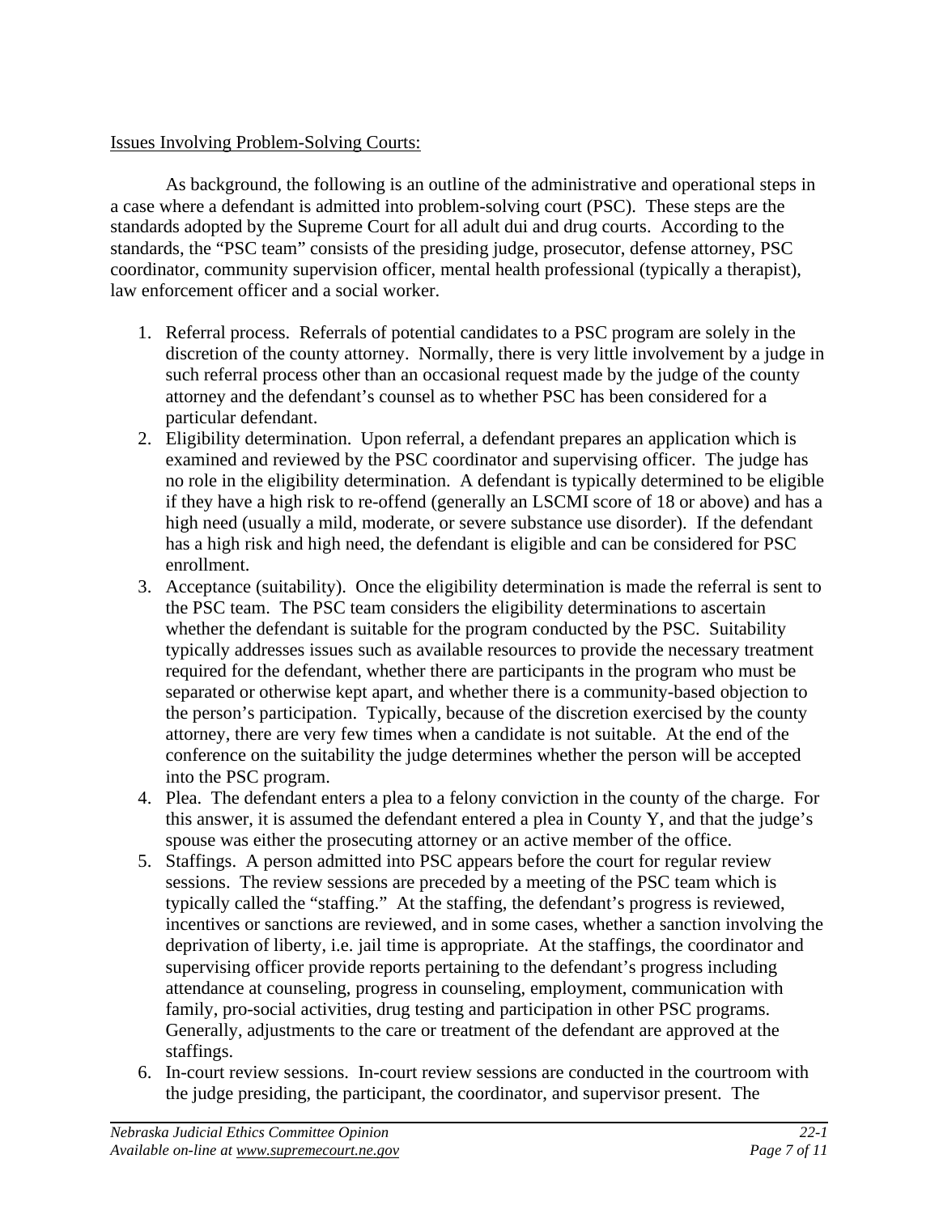Issues Involving Problem-Solving Courts:

As background, the following is an outline of the administrative and operational steps in a case where a defendant is admitted into problem-solving court (PSC). These steps are the standards adopted by the Supreme Court for all adult dui and drug courts. According to the standards, the "PSC team" consists of the presiding judge, prosecutor, defense attorney, PSC coordinator, community supervision officer, mental health professional (typically a therapist), law enforcement officer and a social worker.

1. Referral process. Referrals of potential candidates to a PSC program are solely in the discretion of the county attorney. Normally, there is very little involvement by a judge in such referral process other than an occasional request made by the judge of the county attorney and the defendant's counsel as to whether PSC has been considered for a particular defendant.
2. Eligibility determination. Upon referral, a defendant prepares an application which is examined and reviewed by the PSC coordinator and supervising officer. The judge has no role in the eligibility determination. A defendant is typically determined to be eligible if they have a high risk to re-offend (generally an LSCMI score of 18 or above) and has a high need (usually a mild, moderate, or severe substance use disorder). If the defendant has a high risk and high need, the defendant is eligible and can be considered for PSC enrollment.
3. Acceptance (suitability). Once the eligibility determination is made the referral is sent to the PSC team. The PSC team considers the eligibility determinations to ascertain whether the defendant is suitable for the program conducted by the PSC. Suitability typically addresses issues such as available resources to provide the necessary treatment required for the defendant, whether there are participants in the program who must be separated or otherwise kept apart, and whether there is a community-based objection to the person's participation. Typically, because of the discretion exercised by the county attorney, there are very few times when a candidate is not suitable. At the end of the conference on the suitability the judge determines whether the person will be accepted into the PSC program.
4. Plea. The defendant enters a plea to a felony conviction in the county of the charge. For this answer, it is assumed the defendant entered a plea in County Y, and that the judge's spouse was either the prosecuting attorney or an active member of the office.
5. Staffings. A person admitted into PSC appears before the court for regular review sessions. The review sessions are preceded by a meeting of the PSC team which is typically called the "staffing." At the staffing, the defendant's progress is reviewed, incentives or sanctions are reviewed, and in some cases, whether a sanction involving the deprivation of liberty, i.e. jail time is appropriate. At the staffings, the coordinator and supervising officer provide reports pertaining to the defendant's progress including attendance at counseling, progress in counseling, employment, communication with family, pro-social activities, drug testing and participation in other PSC programs. Generally, adjustments to the care or treatment of the defendant are approved at the staffings.
6. In-court review sessions. In-court review sessions are conducted in the courtroom with the judge presiding, the participant, the coordinator, and supervisor present. The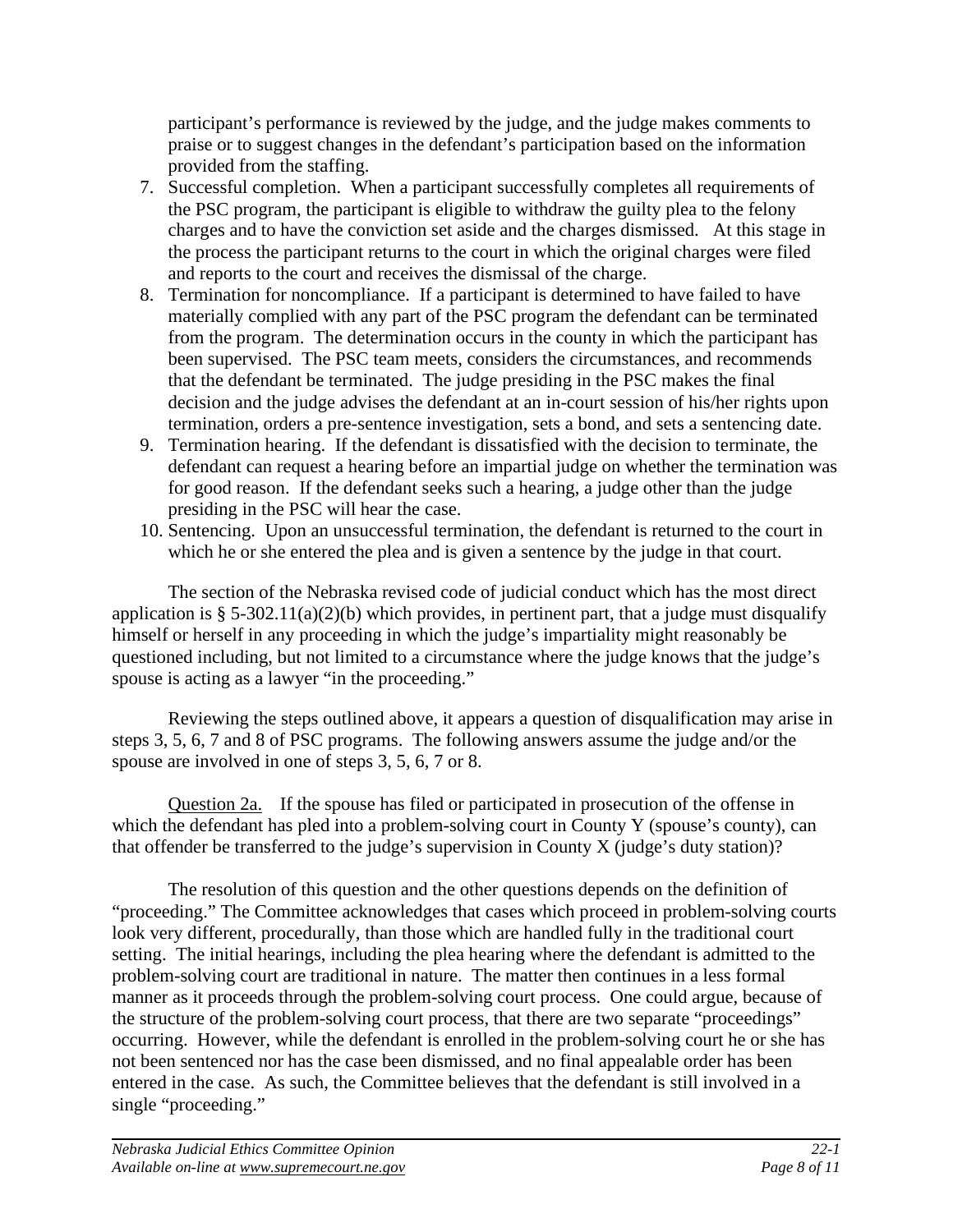participant's performance is reviewed by the judge, and the judge makes comments to praise or to suggest changes in the defendant's participation based on the information provided from the staffing.

7. Successful completion. When a participant successfully completes all requirements of the PSC program, the participant is eligible to withdraw the guilty plea to the felony charges and to have the conviction set aside and the charges dismissed. At this stage in the process the participant returns to the court in which the original charges were filed and reports to the court and receives the dismissal of the charge.
8. Termination for noncompliance. If a participant is determined to have failed to have materially complied with any part of the PSC program the defendant can be terminated from the program. The determination occurs in the county in which the participant has been supervised. The PSC team meets, considers the circumstances, and recommends that the defendant be terminated. The judge presiding in the PSC makes the final decision and the judge advises the defendant at an in-court session of his/her rights upon termination, orders a pre-sentence investigation, sets a bond, and sets a sentencing date.
9. Termination hearing. If the defendant is dissatisfied with the decision to terminate, the defendant can request a hearing before an impartial judge on whether the termination was for good reason. If the defendant seeks such a hearing, a judge other than the judge presiding in the PSC will hear the case.
10. Sentencing. Upon an unsuccessful termination, the defendant is returned to the court in which he or she entered the plea and is given a sentence by the judge in that court.

The section of the Nebraska revised code of judicial conduct which has the most direct application is § 5-302.11(a)(2)(b) which provides, in pertinent part, that a judge must disqualify himself or herself in any proceeding in which the judge's impartiality might reasonably be questioned including, but not limited to a circumstance where the judge knows that the judge's spouse is acting as a lawyer "in the proceeding."

Reviewing the steps outlined above, it appears a question of disqualification may arise in steps 3, 5, 6, 7 and 8 of PSC programs. The following answers assume the judge and/or the spouse are involved in one of steps 3, 5, 6, 7 or 8.

Question 2a. If the spouse has filed or participated in prosecution of the offense in which the defendant has pled into a problem-solving court in County Y (spouse's county), can that offender be transferred to the judge's supervision in County X (judge's duty station)?

The resolution of this question and the other questions depends on the definition of "proceeding." The Committee acknowledges that cases which proceed in problem-solving courts look very different, procedurally, than those which are handled fully in the traditional court setting. The initial hearings, including the plea hearing where the defendant is admitted to the problem-solving court are traditional in nature. The matter then continues in a less formal manner as it proceeds through the problem-solving court process. One could argue, because of the structure of the problem-solving court process, that there are two separate "proceedings" occurring. However, while the defendant is enrolled in the problem-solving court he or she has not been sentenced nor has the case been dismissed, and no final appealable order has been entered in the case. As such, the Committee believes that the defendant is still involved in a single "proceeding."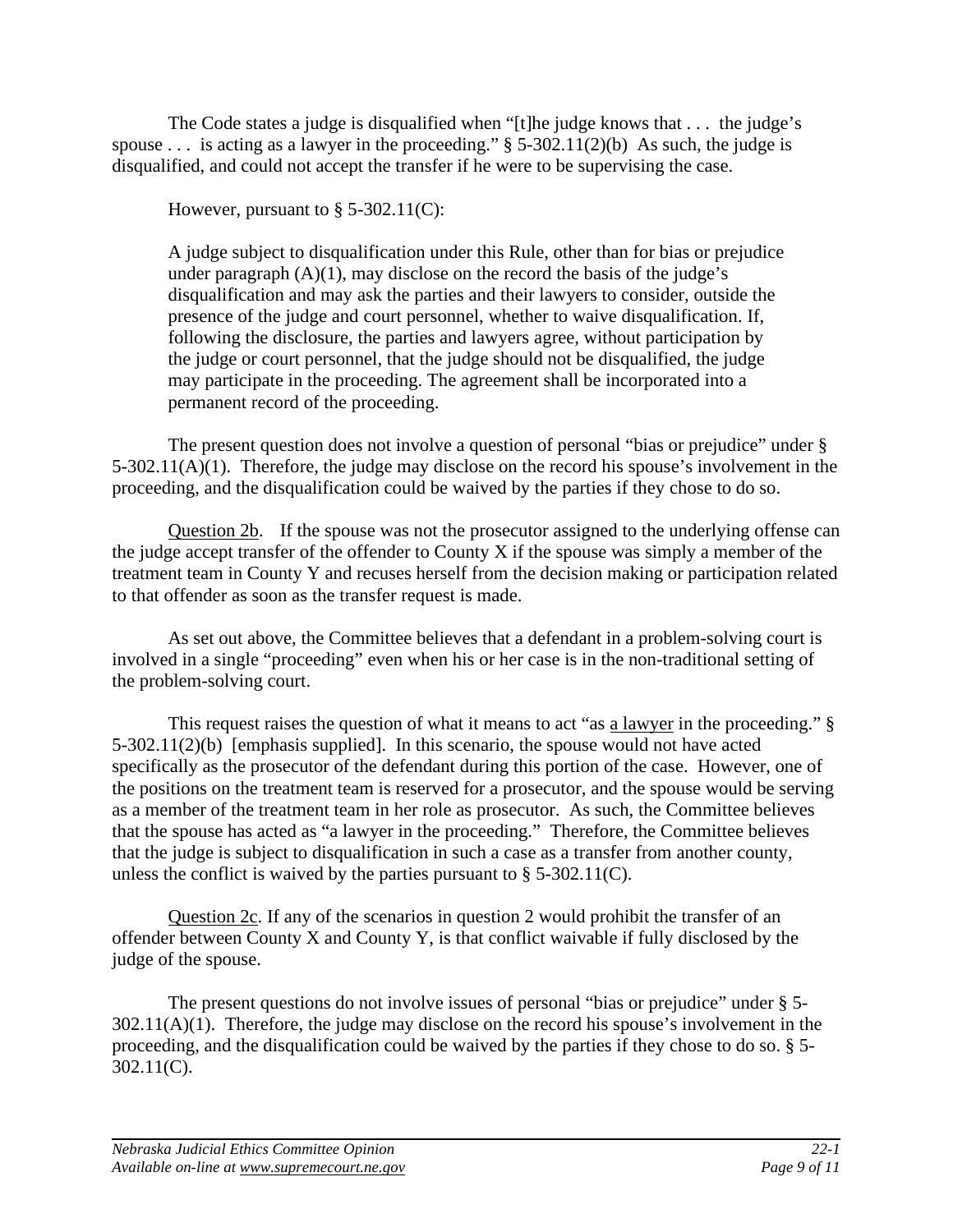The Code states a judge is disqualified when "[t]he judge knows that . . . the judge's spouse . . . is acting as a lawyer in the proceeding." § 5-302.11(2)(b) As such, the judge is disqualified, and could not accept the transfer if he were to be supervising the case.

However, pursuant to § 5-302.11(C):

> A judge subject to disqualification under this Rule, other than for bias or prejudice under paragraph (A)(1), may disclose on the record the basis of the judge's disqualification and may ask the parties and their lawyers to consider, outside the presence of the judge and court personnel, whether to waive disqualification. If, following the disclosure, the parties and lawyers agree, without participation by the judge or court personnel, that the judge should not be disqualified, the judge may participate in the proceeding. The agreement shall be incorporated into a permanent record of the proceeding.

The present question does not involve a question of personal "bias or prejudice" under § 5-302.11(A)(1). Therefore, the judge may disclose on the record his spouse's involvement in the proceeding, and the disqualification could be waived by the parties if they chose to do so.

<u>Question 2b</u>. If the spouse was not the prosecutor assigned to the underlying offense can the judge accept transfer of the offender to County X if the spouse was simply a member of the treatment team in County Y and recuses herself from the decision making or participation related to that offender as soon as the transfer request is made.

As set out above, the Committee believes that a defendant in a problem-solving court is involved in a single "proceeding" even when his or her case is in the non-traditional setting of the problem-solving court.

This request raises the question of what it means to act "as <u>a lawyer</u> in the proceeding." § 5-302.11(2)(b) [emphasis supplied]. In this scenario, the spouse would not have acted specifically as the prosecutor of the defendant during this portion of the case. However, one of the positions on the treatment team is reserved for a prosecutor, and the spouse would be serving as a member of the treatment team in her role as prosecutor. As such, the Committee believes that the spouse has acted as "a lawyer in the proceeding." Therefore, the Committee believes that the judge is subject to disqualification in such a case as a transfer from another county, unless the conflict is waived by the parties pursuant to § 5-302.11(C).

<u>Question 2c</u>. If any of the scenarios in question 2 would prohibit the transfer of an offender between County X and County Y, is that conflict waivable if fully disclosed by the judge of the spouse.

The present questions do not involve issues of personal "bias or prejudice" under § 5-302.11(A)(1). Therefore, the judge may disclose on the record his spouse's involvement in the proceeding, and the disqualification could be waived by the parties if they chose to do so. § 5-302.11(C).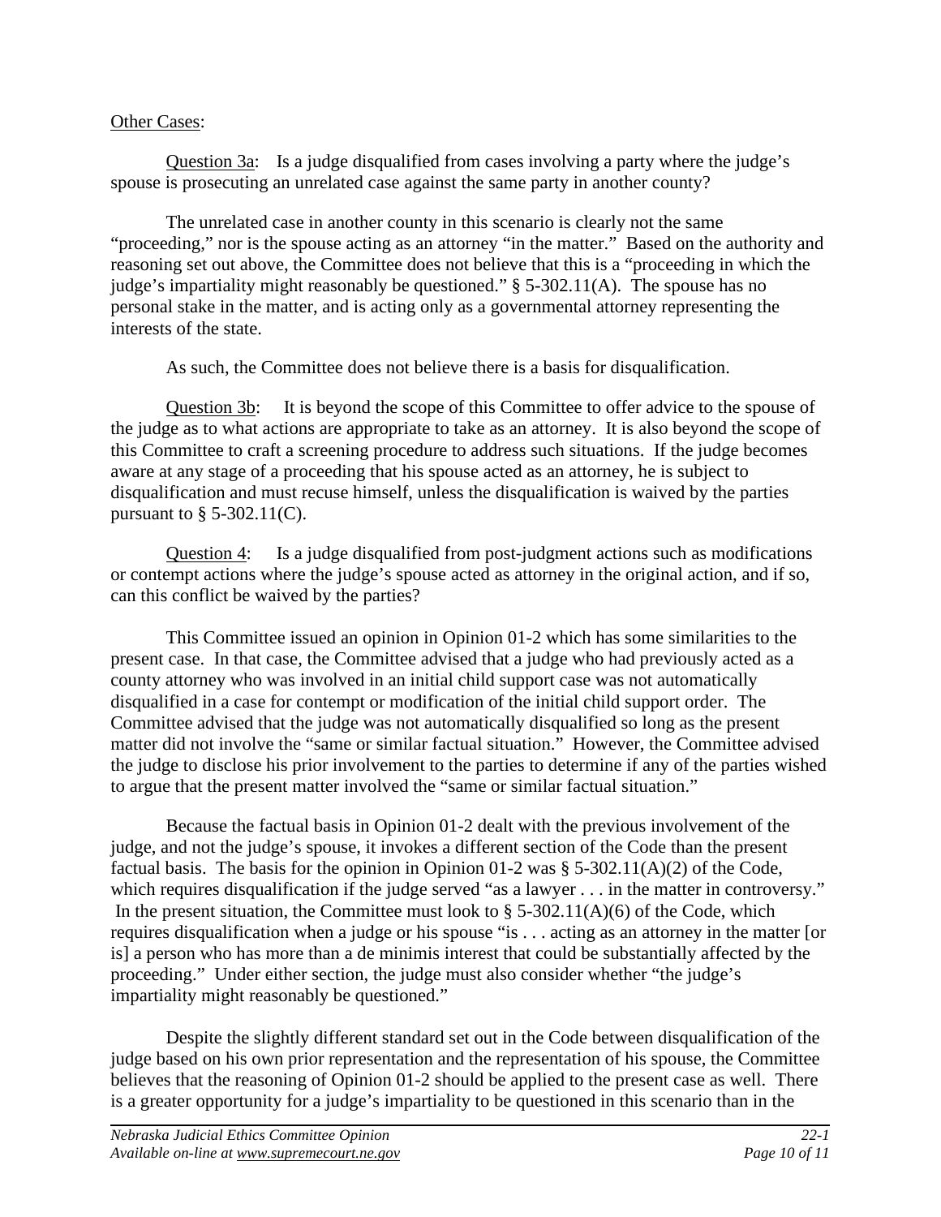Other Cases:

Question 3a: Is a judge disqualified from cases involving a party where the judge's spouse is prosecuting an unrelated case against the same party in another county?

The unrelated case in another county in this scenario is clearly not the same "proceeding," nor is the spouse acting as an attorney "in the matter." Based on the authority and reasoning set out above, the Committee does not believe that this is a "proceeding in which the judge's impartiality might reasonably be questioned." § 5-302.11(A). The spouse has no personal stake in the matter, and is acting only as a governmental attorney representing the interests of the state.

As such, the Committee does not believe there is a basis for disqualification.

Question 3b: It is beyond the scope of this Committee to offer advice to the spouse of the judge as to what actions are appropriate to take as an attorney. It is also beyond the scope of this Committee to craft a screening procedure to address such situations. If the judge becomes aware at any stage of a proceeding that his spouse acted as an attorney, he is subject to disqualification and must recuse himself, unless the disqualification is waived by the parties pursuant to § 5-302.11(C).

Question 4: Is a judge disqualified from post-judgment actions such as modifications or contempt actions where the judge's spouse acted as attorney in the original action, and if so, can this conflict be waived by the parties?

This Committee issued an opinion in Opinion 01-2 which has some similarities to the present case. In that case, the Committee advised that a judge who had previously acted as a county attorney who was involved in an initial child support case was not automatically disqualified in a case for contempt or modification of the initial child support order. The Committee advised that the judge was not automatically disqualified so long as the present matter did not involve the "same or similar factual situation." However, the Committee advised the judge to disclose his prior involvement to the parties to determine if any of the parties wished to argue that the present matter involved the "same or similar factual situation."

Because the factual basis in Opinion 01-2 dealt with the previous involvement of the judge, and not the judge's spouse, it invokes a different section of the Code than the present factual basis. The basis for the opinion in Opinion 01-2 was § 5-302.11(A)(2) of the Code, which requires disqualification if the judge served "as a lawyer . . . in the matter in controversy." In the present situation, the Committee must look to § 5-302.11(A)(6) of the Code, which requires disqualification when a judge or his spouse "is . . . acting as an attorney in the matter [or is] a person who has more than a de minimis interest that could be substantially affected by the proceeding." Under either section, the judge must also consider whether "the judge's impartiality might reasonably be questioned."

Despite the slightly different standard set out in the Code between disqualification of the judge based on his own prior representation and the representation of his spouse, the Committee believes that the reasoning of Opinion 01-2 should be applied to the present case as well. There is a greater opportunity for a judge's impartiality to be questioned in this scenario than in the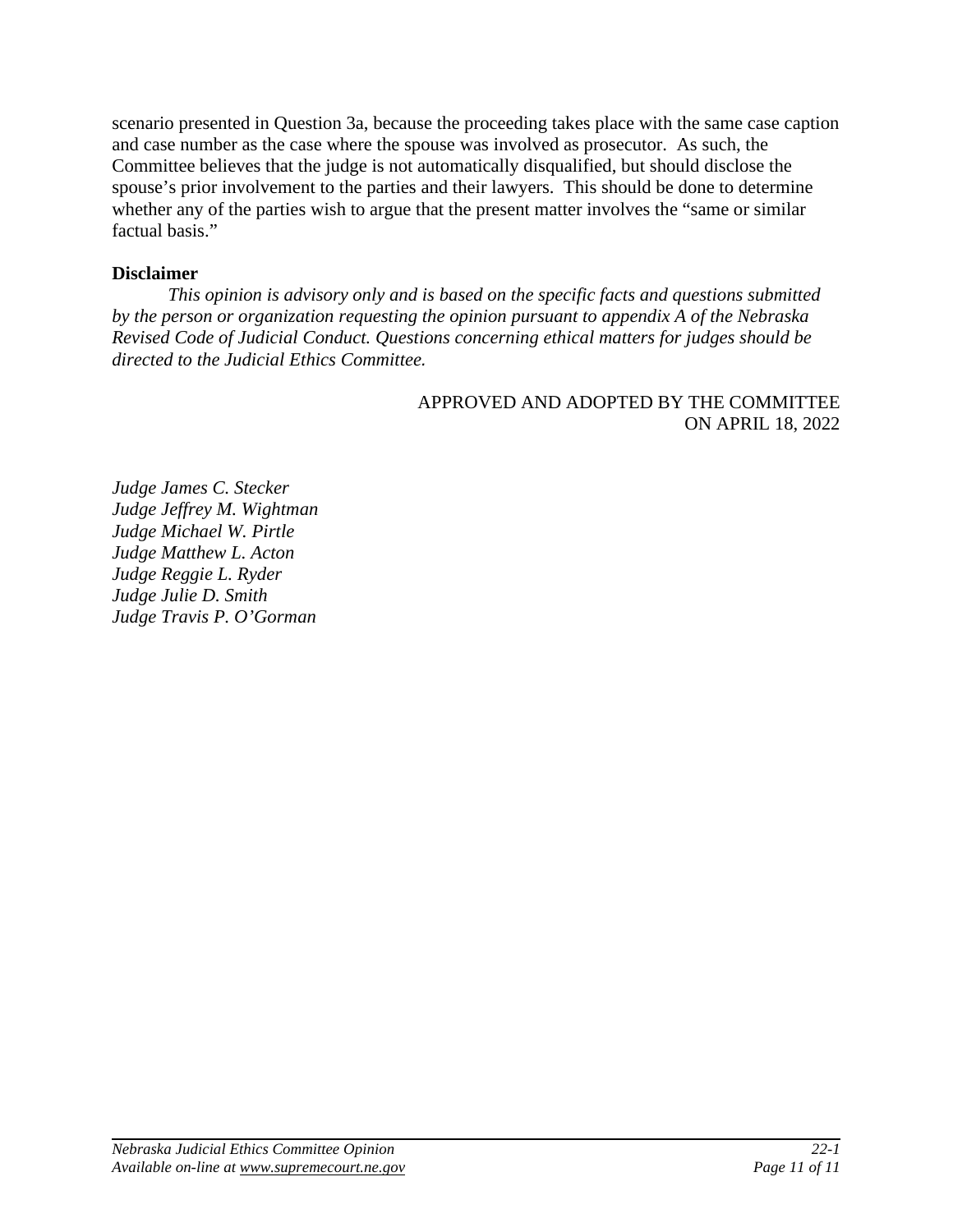scenario presented in Question 3a, because the proceeding takes place with the same case caption and case number as the case where the spouse was involved as prosecutor. As such, the Committee believes that the judge is not automatically disqualified, but should disclose the spouse's prior involvement to the parties and their lawyers. This should be done to determine whether any of the parties wish to argue that the present matter involves the "same or similar factual basis."

**Disclaimer**

*This opinion is advisory only and is based on the specific facts and questions submitted by the person or organization requesting the opinion pursuant to appendix A of the Nebraska Revised Code of Judicial Conduct. Questions concerning ethical matters for judges should be directed to the Judicial Ethics Committee.*

APPROVED AND ADOPTED BY THE COMMITTEE
ON APRIL 18, 2022

*Judge James C. Stecker*
*Judge Jeffrey M. Wightman*
*Judge Michael W. Pirtle*
*Judge Matthew L. Acton*
*Judge Reggie L. Ryder*
*Judge Julie D. Smith*
*Judge Travis P. O'Gorman*